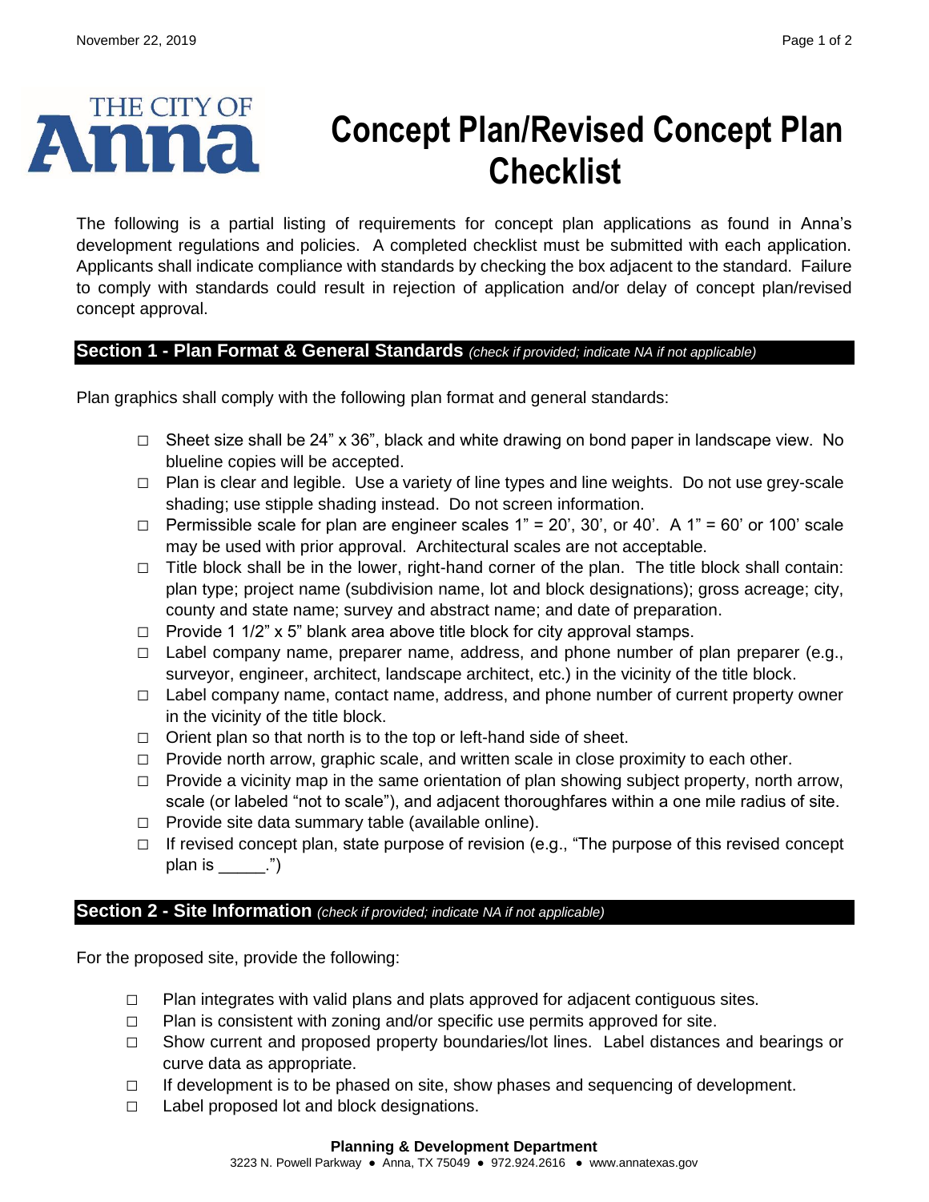THE CITY OF **Anna**

# Concept Plan/Revised Concept Plan Checklist

The following is a partial listing of requirements for concept plan applications as found in Anna's development regulations and policies. A completed checklist must be submitted with each application. Applicants shall indicate compliance with standards by checking the box adjacent to the standard. Failure to comply with standards could result in rejection of application and/or delay of concept plan/revised concept approval.

## Section 1 - Plan Format & General Standards *(check if provided; indicate NA if not applicable)*

Plan graphics shall comply with the following plan format and general standards:

- ☐ Sheet size shall be 24" x 36", black and white drawing on bond paper in landscape view. No blueline copies will be accepted.
- ☐ Plan is clear and legible. Use a variety of line types and line weights. Do not use grey-scale shading; use stipple shading instead. Do not screen information.
- ☐ Permissible scale for plan are engineer scales 1" = 20', 30', or 40'. A 1" = 60' or 100' scale may be used with prior approval. Architectural scales are not acceptable.
- ☐ Title block shall be in the lower, right-hand corner of the plan. The title block shall contain: plan type; project name (subdivision name, lot and block designations); gross acreage; city, county and state name; survey and abstract name; and date of preparation.
- ☐ Provide 1 1/2" x 5" blank area above title block for city approval stamps.
- ☐ Label company name, preparer name, address, and phone number of plan preparer (e.g., surveyor, engineer, architect, landscape architect, etc.) in the vicinity of the title block.
- ☐ Label company name, contact name, address, and phone number of current property owner in the vicinity of the title block.
- ☐ Orient plan so that north is to the top or left-hand side of sheet.
- ☐ Provide north arrow, graphic scale, and written scale in close proximity to each other.
- ☐ Provide a vicinity map in the same orientation of plan showing subject property, north arrow, scale (or labeled "not to scale"), and adjacent thoroughfares within a one mile radius of site.
- ☐ Provide site data summary table (available online).
- ☐ If revised concept plan, state purpose of revision (e.g., "The purpose of this revised concept plan is _____.")

## Section 2 - Site Information *(check if provided; indicate NA if not applicable)*

For the proposed site, provide the following:

- ☐ Plan integrates with valid plans and plats approved for adjacent contiguous sites.
- ☐ Plan is consistent with zoning and/or specific use permits approved for site.
- ☐ Show current and proposed property boundaries/lot lines. Label distances and bearings or curve data as appropriate.
- ☐ If development is to be phased on site, show phases and sequencing of development.
- ☐ Label proposed lot and block designations.

**Planning & Development Department**
3223 N. Powell Parkway ● Anna, TX 75049 ● 972.924.2616 ● www.annatexas.gov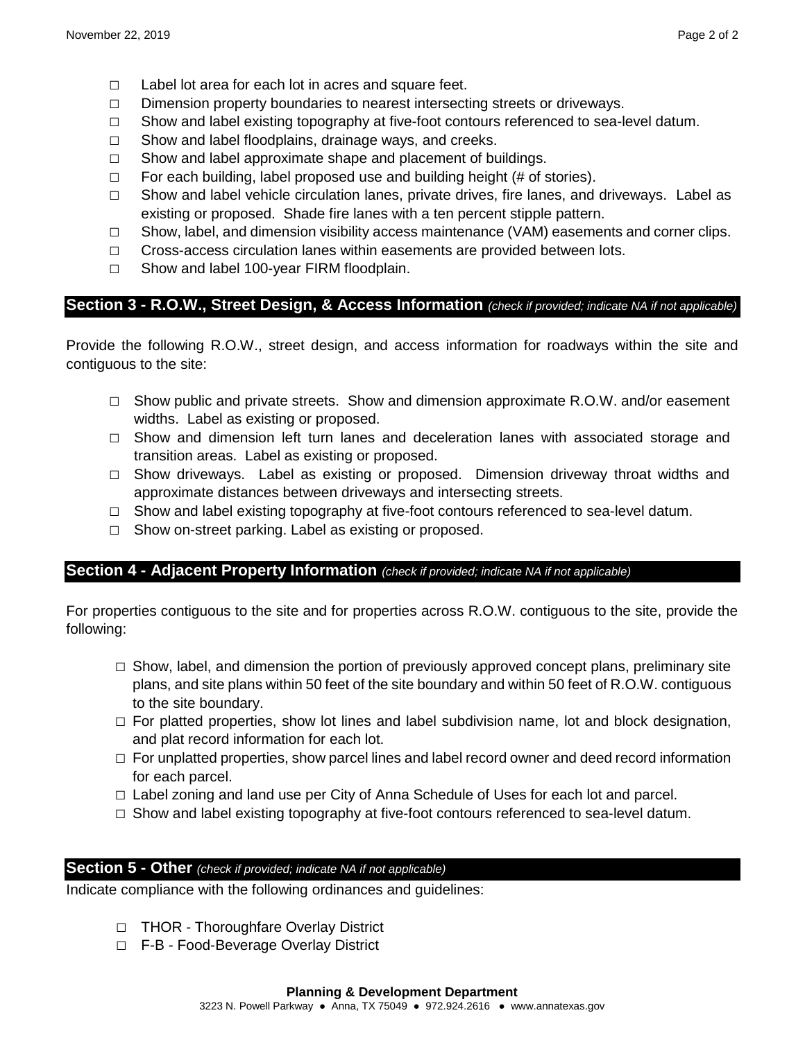- ☐ Label lot area for each lot in acres and square feet.
- ☐ Dimension property boundaries to nearest intersecting streets or driveways.
- ☐ Show and label existing topography at five-foot contours referenced to sea-level datum.
- ☐ Show and label floodplains, drainage ways, and creeks.
- ☐ Show and label approximate shape and placement of buildings.
- ☐ For each building, label proposed use and building height (# of stories).
- ☐ Show and label vehicle circulation lanes, private drives, fire lanes, and driveways. Label as existing or proposed. Shade fire lanes with a ten percent stipple pattern.
- ☐ Show, label, and dimension visibility access maintenance (VAM) easements and corner clips.
- ☐ Cross-access circulation lanes within easements are provided between lots.
- ☐ Show and label 100-year FIRM floodplain.

## Section 3 - R.O.W., Street Design, & Access Information *(check if provided; indicate NA if not applicable)*

Provide the following R.O.W., street design, and access information for roadways within the site and contiguous to the site:

- ☐ Show public and private streets. Show and dimension approximate R.O.W. and/or easement widths. Label as existing or proposed.
- ☐ Show and dimension left turn lanes and deceleration lanes with associated storage and transition areas. Label as existing or proposed.
- ☐ Show driveways. Label as existing or proposed. Dimension driveway throat widths and approximate distances between driveways and intersecting streets.
- ☐ Show and label existing topography at five-foot contours referenced to sea-level datum.
- ☐ Show on-street parking. Label as existing or proposed.

## Section 4 - Adjacent Property Information *(check if provided; indicate NA if not applicable)*

For properties contiguous to the site and for properties across R.O.W. contiguous to the site, provide the following:

- ☐ Show, label, and dimension the portion of previously approved concept plans, preliminary site plans, and site plans within 50 feet of the site boundary and within 50 feet of R.O.W. contiguous to the site boundary.
- ☐ For platted properties, show lot lines and label subdivision name, lot and block designation, and plat record information for each lot.
- ☐ For unplatted properties, show parcel lines and label record owner and deed record information for each parcel.
- ☐ Label zoning and land use per City of Anna Schedule of Uses for each lot and parcel.
- ☐ Show and label existing topography at five-foot contours referenced to sea-level datum.

## Section 5 - Other *(check if provided; indicate NA if not applicable)*

Indicate compliance with the following ordinances and guidelines:

- ☐ THOR - Thoroughfare Overlay District
- ☐ F-B - Food-Beverage Overlay District